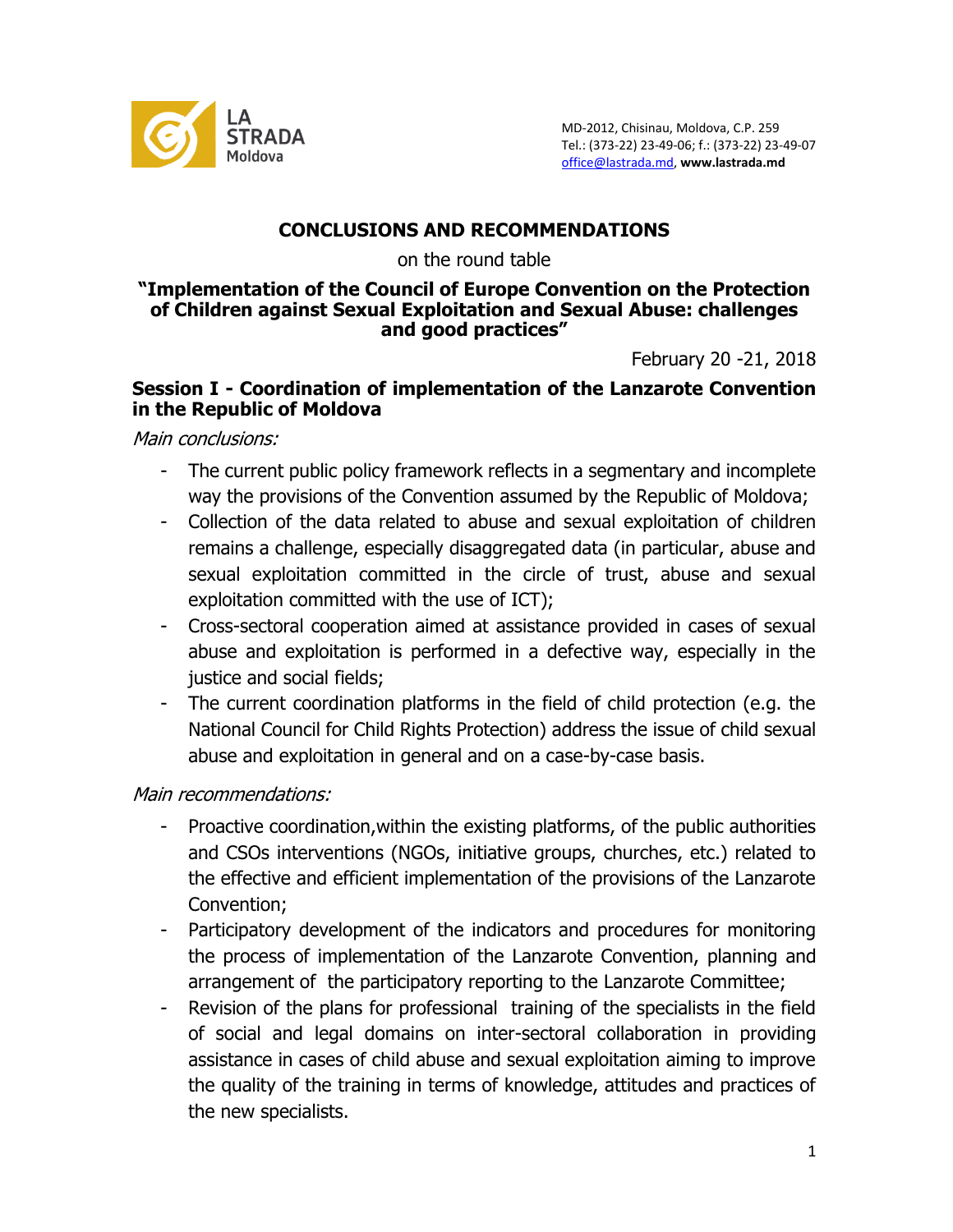LA STRADA Moldova

MD-2012, Chisinau, Moldova, C.P. 259
Tel.: (373-22) 23-49-06; f.: (373-22) 23-49-07
office@lastrada.md, **www.lastrada.md**

# CONCLUSIONS AND RECOMMENDATIONS

on the round table

**"Implementation of the Council of Europe Convention on the Protection of Children against Sexual Exploitation and Sexual Abuse: challenges and good practices"**

February 20 -21, 2018

## Session I - Coordination of implementation of the Lanzarote Convention in the Republic of Moldova

*Main conclusions:*

- The current public policy framework reflects in a segmentary and incomplete way the provisions of the Convention assumed by the Republic of Moldova;
- Collection of the data related to abuse and sexual exploitation of children remains a challenge, especially disaggregated data (in particular, abuse and sexual exploitation committed in the circle of trust, abuse and sexual exploitation committed with the use of ICT);
- Cross-sectoral cooperation aimed at assistance provided in cases of sexual abuse and exploitation is performed in a defective way, especially in the justice and social fields;
- The current coordination platforms in the field of child protection (e.g. the National Council for Child Rights Protection) address the issue of child sexual abuse and exploitation in general and on a case-by-case basis.

*Main recommendations:*

- Proactive coordination,within the existing platforms, of the public authorities and CSOs interventions (NGOs, initiative groups, churches, etc.) related to the effective and efficient implementation of the provisions of the Lanzarote Convention;
- Participatory development of the indicators and procedures for monitoring the process of implementation of the Lanzarote Convention, planning and arrangement of the participatory reporting to the Lanzarote Committee;
- Revision of the plans for professional training of the specialists in the field of social and legal domains on inter-sectoral collaboration in providing assistance in cases of child abuse and sexual exploitation aiming to improve the quality of the training in terms of knowledge, attitudes and practices of the new specialists.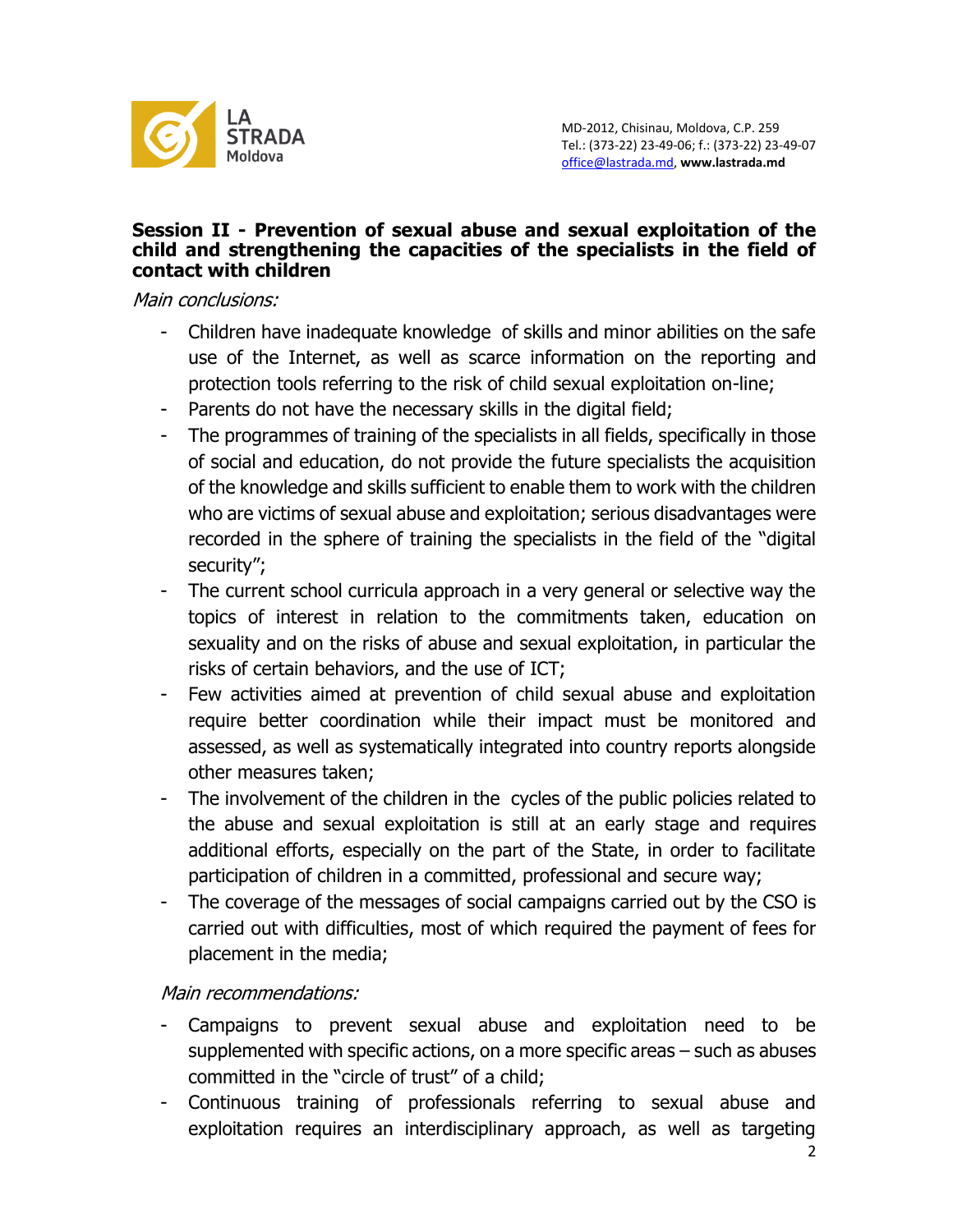### Session II - Prevention of sexual abuse and sexual exploitation of the child and strengthening the capacities of the specialists in the field of contact with children

*Main conclusions:*

- Children have inadequate knowledge of skills and minor abilities on the safe use of the Internet, as well as scarce information on the reporting and protection tools referring to the risk of child sexual exploitation on-line;
- Parents do not have the necessary skills in the digital field;
- The programmes of training of the specialists in all fields, specifically in those of social and education, do not provide the future specialists the acquisition of the knowledge and skills sufficient to enable them to work with the children who are victims of sexual abuse and exploitation; serious disadvantages were recorded in the sphere of training the specialists in the field of the "digital security";
- The current school curricula approach in a very general or selective way the topics of interest in relation to the commitments taken, education on sexuality and on the risks of abuse and sexual exploitation, in particular the risks of certain behaviors, and the use of ICT;
- Few activities aimed at prevention of child sexual abuse and exploitation require better coordination while their impact must be monitored and assessed, as well as systematically integrated into country reports alongside other measures taken;
- The involvement of the children in the cycles of the public policies related to the abuse and sexual exploitation is still at an early stage and requires additional efforts, especially on the part of the State, in order to facilitate participation of children in a committed, professional and secure way;
- The coverage of the messages of social campaigns carried out by the CSO is carried out with difficulties, most of which required the payment of fees for placement in the media;

*Main recommendations:*

- Campaigns to prevent sexual abuse and exploitation need to be supplemented with specific actions, on a more specific areas – such as abuses committed in the "circle of trust" of a child;
- Continuous training of professionals referring to sexual abuse and exploitation requires an interdisciplinary approach, as well as targeting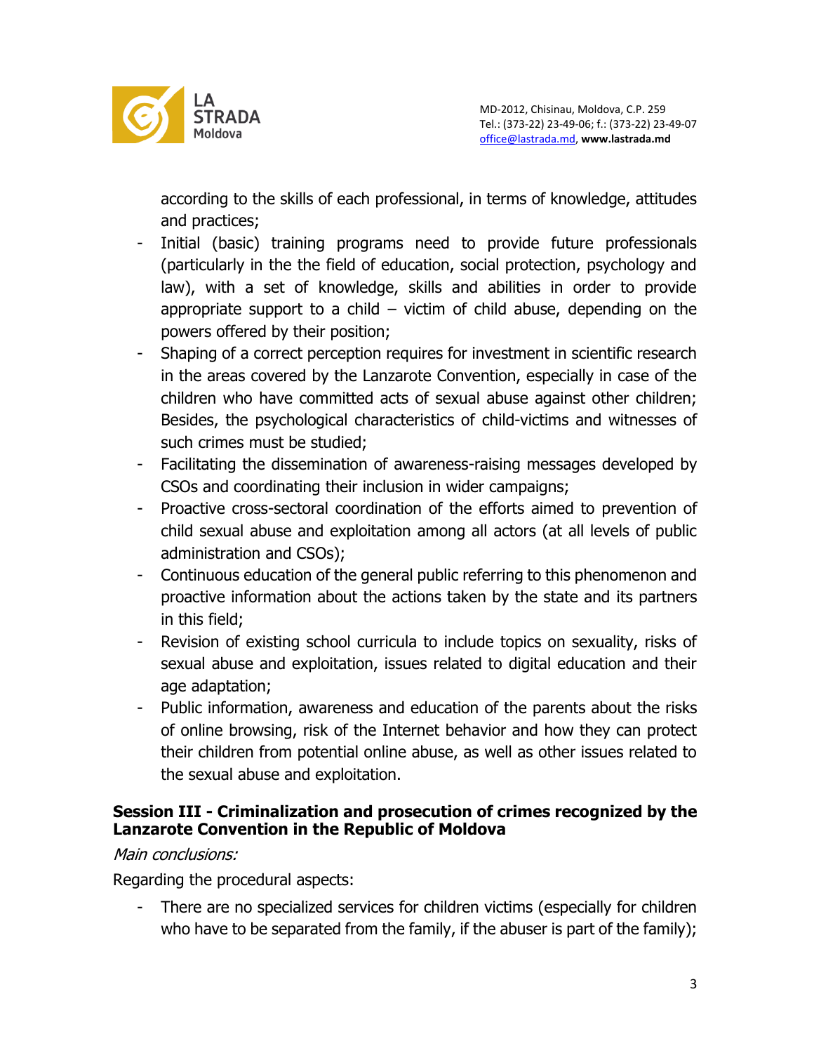according to the skills of each professional, in terms of knowledge, attitudes and practices;

- Initial (basic) training programs need to provide future professionals (particularly in the the field of education, social protection, psychology and law), with a set of knowledge, skills and abilities in order to provide appropriate support to a child – victim of child abuse, depending on the powers offered by their position;
- Shaping of a correct perception requires for investment in scientific research in the areas covered by the Lanzarote Convention, especially in case of the children who have committed acts of sexual abuse against other children; Besides, the psychological characteristics of child-victims and witnesses of such crimes must be studied;
- Facilitating the dissemination of awareness-raising messages developed by CSOs and coordinating their inclusion in wider campaigns;
- Proactive cross-sectoral coordination of the efforts aimed to prevention of child sexual abuse and exploitation among all actors (at all levels of public administration and CSOs);
- Continuous education of the general public referring to this phenomenon and proactive information about the actions taken by the state and its partners in this field;
- Revision of existing school curricula to include topics on sexuality, risks of sexual abuse and exploitation, issues related to digital education and their age adaptation;
- Public information, awareness and education of the parents about the risks of online browsing, risk of the Internet behavior and how they can protect their children from potential online abuse, as well as other issues related to the sexual abuse and exploitation.

## Session III - Criminalization and prosecution of crimes recognized by the Lanzarote Convention in the Republic of Moldova

*Main conclusions:*

Regarding the procedural aspects:

- There are no specialized services for children victims (especially for children who have to be separated from the family, if the abuser is part of the family);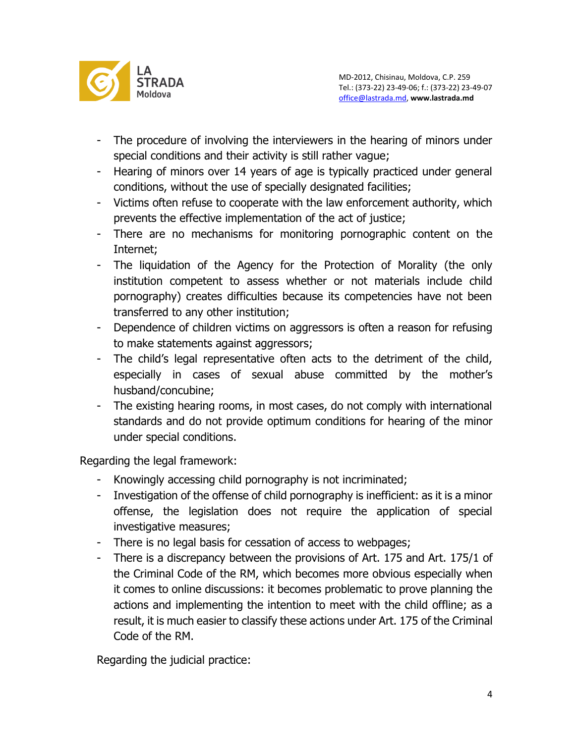- The procedure of involving the interviewers in the hearing of minors under special conditions and their activity is still rather vague;
- Hearing of minors over 14 years of age is typically practiced under general conditions, without the use of specially designated facilities;
- Victims often refuse to cooperate with the law enforcement authority, which prevents the effective implementation of the act of justice;
- There are no mechanisms for monitoring pornographic content on the Internet;
- The liquidation of the Agency for the Protection of Morality (the only institution competent to assess whether or not materials include child pornography) creates difficulties because its competencies have not been transferred to any other institution;
- Dependence of children victims on aggressors is often a reason for refusing to make statements against aggressors;
- The child's legal representative often acts to the detriment of the child, especially in cases of sexual abuse committed by the mother's husband/concubine;
- The existing hearing rooms, in most cases, do not comply with international standards and do not provide optimum conditions for hearing of the minor under special conditions.

Regarding the legal framework:

- Knowingly accessing child pornography is not incriminated;
- Investigation of the offense of child pornography is inefficient: as it is a minor offense, the legislation does not require the application of special investigative measures;
- There is no legal basis for cessation of access to webpages;
- There is a discrepancy between the provisions of Art. 175 and Art. 175/1 of the Criminal Code of the RM, which becomes more obvious especially when it comes to online discussions: it becomes problematic to prove planning the actions and implementing the intention to meet with the child offline; as a result, it is much easier to classify these actions under Art. 175 of the Criminal Code of the RM.

Regarding the judicial practice: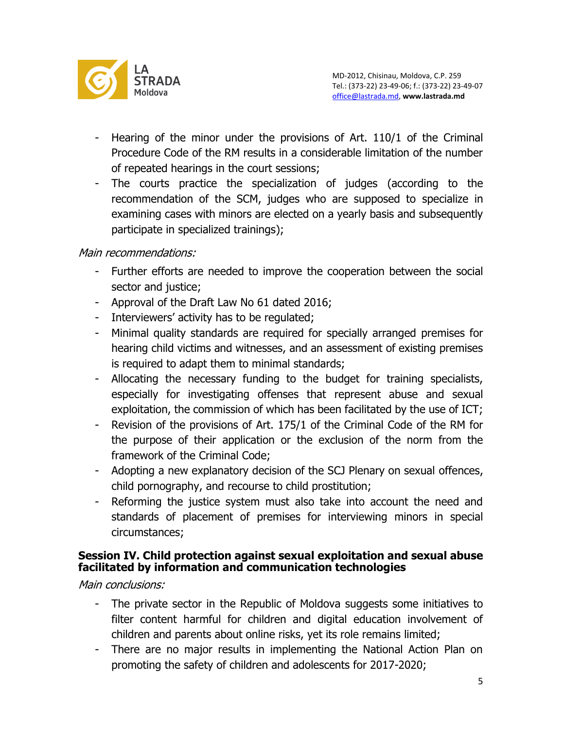- Hearing of the minor under the provisions of Art. 110/1 of the Criminal Procedure Code of the RM results in a considerable limitation of the number of repeated hearings in the court sessions;
- The courts practice the specialization of judges (according to the recommendation of the SCM, judges who are supposed to specialize in examining cases with minors are elected on a yearly basis and subsequently participate in specialized trainings);

*Main recommendations:*

- Further efforts are needed to improve the cooperation between the social sector and justice;
- Approval of the Draft Law No 61 dated 2016;
- Interviewers' activity has to be regulated;
- Minimal quality standards are required for specially arranged premises for hearing child victims and witnesses, and an assessment of existing premises is required to adapt them to minimal standards;
- Allocating the necessary funding to the budget for training specialists, especially for investigating offenses that represent abuse and sexual exploitation, the commission of which has been facilitated by the use of ICT;
- Revision of the provisions of Art. 175/1 of the Criminal Code of the RM for the purpose of their application or the exclusion of the norm from the framework of the Criminal Code;
- Adopting a new explanatory decision of the SCJ Plenary on sexual offences, child pornography, and recourse to child prostitution;
- Reforming the justice system must also take into account the need and standards of placement of premises for interviewing minors in special circumstances;

**Session IV. Child protection against sexual exploitation and sexual abuse facilitated by information and communication technologies**

*Main conclusions:*

- The private sector in the Republic of Moldova suggests some initiatives to filter content harmful for children and digital education involvement of children and parents about online risks, yet its role remains limited;
- There are no major results in implementing the National Action Plan on promoting the safety of children and adolescents for 2017-2020;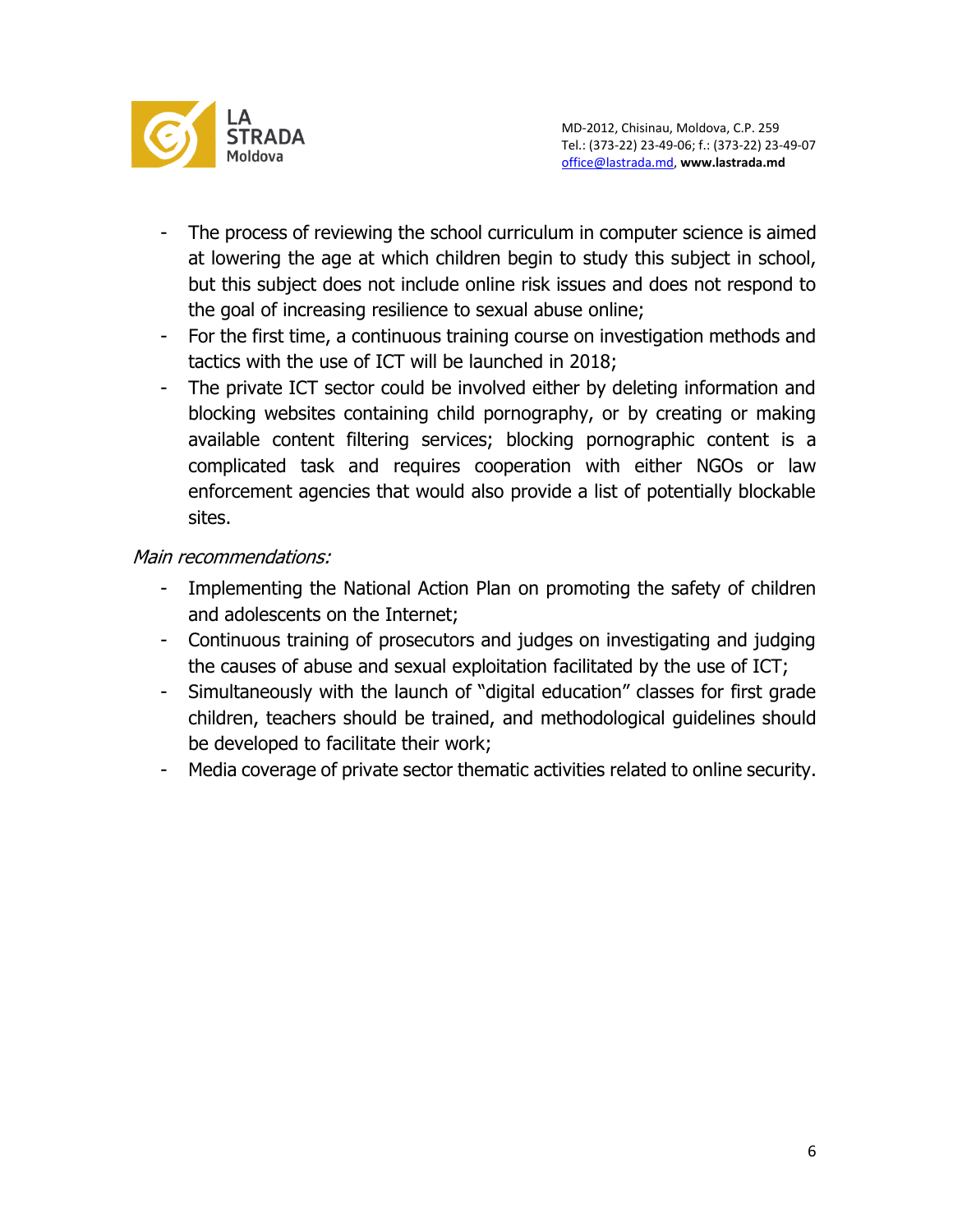- The process of reviewing the school curriculum in computer science is aimed at lowering the age at which children begin to study this subject in school, but this subject does not include online risk issues and does not respond to the goal of increasing resilience to sexual abuse online;
- For the first time, a continuous training course on investigation methods and tactics with the use of ICT will be launched in 2018;
- The private ICT sector could be involved either by deleting information and blocking websites containing child pornography, or by creating or making available content filtering services; blocking pornographic content is a complicated task and requires cooperation with either NGOs or law enforcement agencies that would also provide a list of potentially blockable sites.

*Main recommendations:*

- Implementing the National Action Plan on promoting the safety of children and adolescents on the Internet;
- Continuous training of prosecutors and judges on investigating and judging the causes of abuse and sexual exploitation facilitated by the use of ICT;
- Simultaneously with the launch of "digital education" classes for first grade children, teachers should be trained, and methodological guidelines should be developed to facilitate their work;
- Media coverage of private sector thematic activities related to online security.